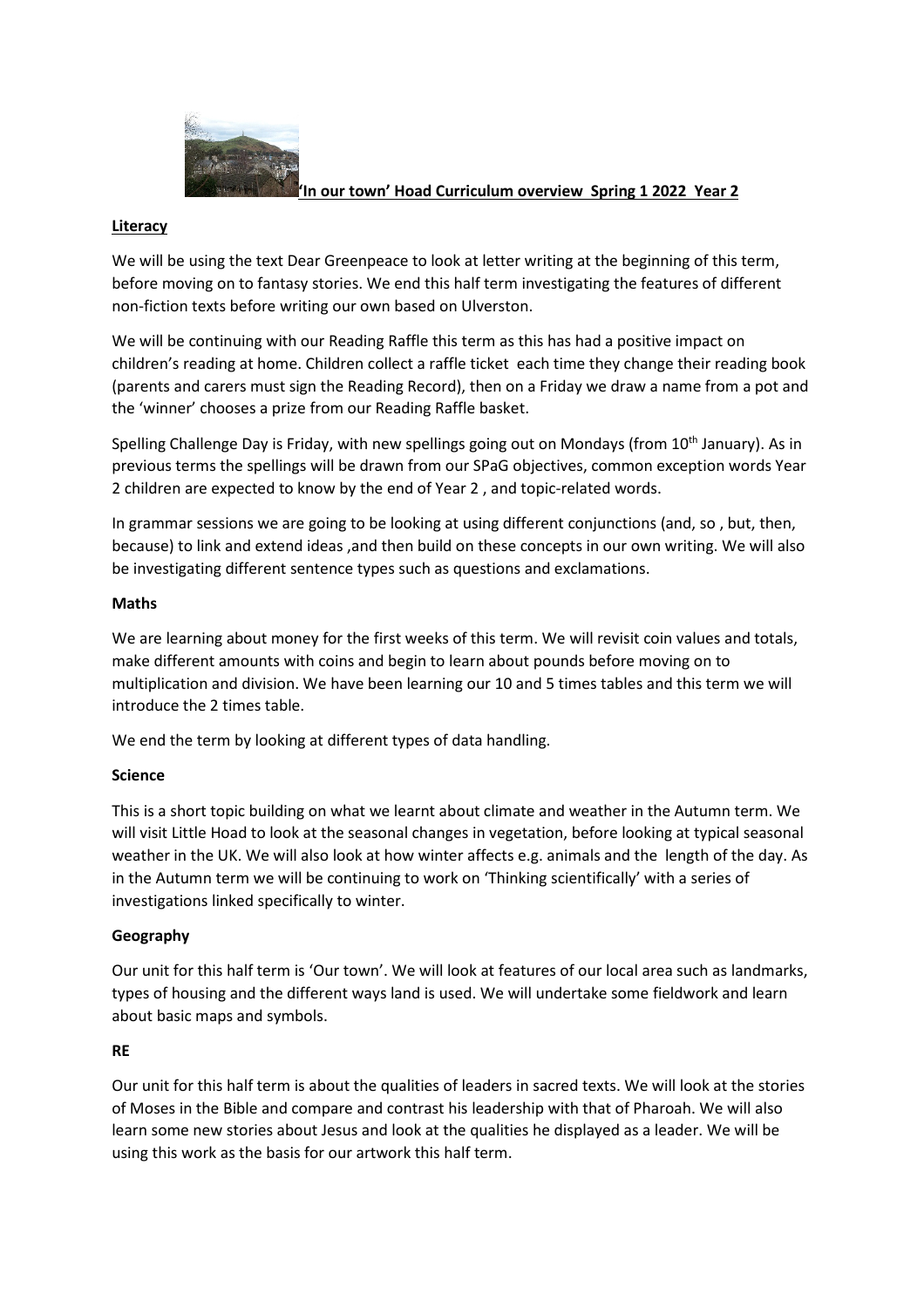# 'In our town' Hoad Curriculum overview Spring 1 2022 Year 2

## Literacy

We will be using the text Dear Greenpeace to look at letter writing at the beginning of this term, before moving on to fantasy stories. We end this half term investigating the features of different non-fiction texts before writing our own based on Ulverston.

We will be continuing with our Reading Raffle this term as this has had a positive impact on children's reading at home. Children collect a raffle ticket each time they change their reading book (parents and carers must sign the Reading Record), then on a Friday we draw a name from a pot and the 'winner' chooses a prize from our Reading Raffle basket.

Spelling Challenge Day is Friday, with new spellings going out on Mondays (from 10th January). As in previous terms the spellings will be drawn from our SPaG objectives, common exception words Year 2 children are expected to know by the end of Year 2 , and topic-related words.

In grammar sessions we are going to be looking at using different conjunctions (and, so , but, then, because) to link and extend ideas ,and then build on these concepts in our own writing. We will also be investigating different sentence types such as questions and exclamations.

## Maths

We are learning about money for the first weeks of this term. We will revisit coin values and totals, make different amounts with coins and begin to learn about pounds before moving on to multiplication and division. We have been learning our 10 and 5 times tables and this term we will introduce the 2 times table.

We end the term by looking at different types of data handling.

## Science

This is a short topic building on what we learnt about climate and weather in the Autumn term. We will visit Little Hoad to look at the seasonal changes in vegetation, before looking at typical seasonal weather in the UK. We will also look at how winter affects e.g. animals and the length of the day. As in the Autumn term we will be continuing to work on 'Thinking scientifically' with a series of investigations linked specifically to winter.

## Geography

Our unit for this half term is 'Our town'. We will look at features of our local area such as landmarks, types of housing and the different ways land is used. We will undertake some fieldwork and learn about basic maps and symbols.

## RE

Our unit for this half term is about the qualities of leaders in sacred texts. We will look at the stories of Moses in the Bible and compare and contrast his leadership with that of Pharoah. We will also learn some new stories about Jesus and look at the qualities he displayed as a leader. We will be using this work as the basis for our artwork this half term.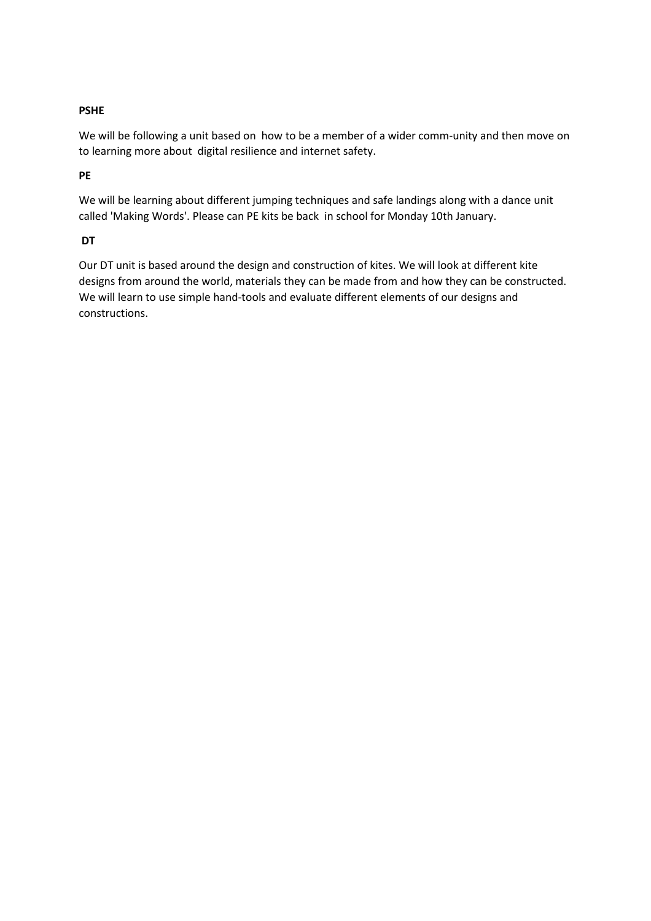**PSHE**

We will be following a unit based on how to be a member of a wider comm-unity and then move on to learning more about digital resilience and internet safety.

**PE**

We will be learning about different jumping techniques and safe landings along with a dance unit called 'Making Words'. Please can PE kits be back in school for Monday 10th January.

**DT**

Our DT unit is based around the design and construction of kites. We will look at different kite designs from around the world, materials they can be made from and how they can be constructed. We will learn to use simple hand-tools and evaluate different elements of our designs and constructions.